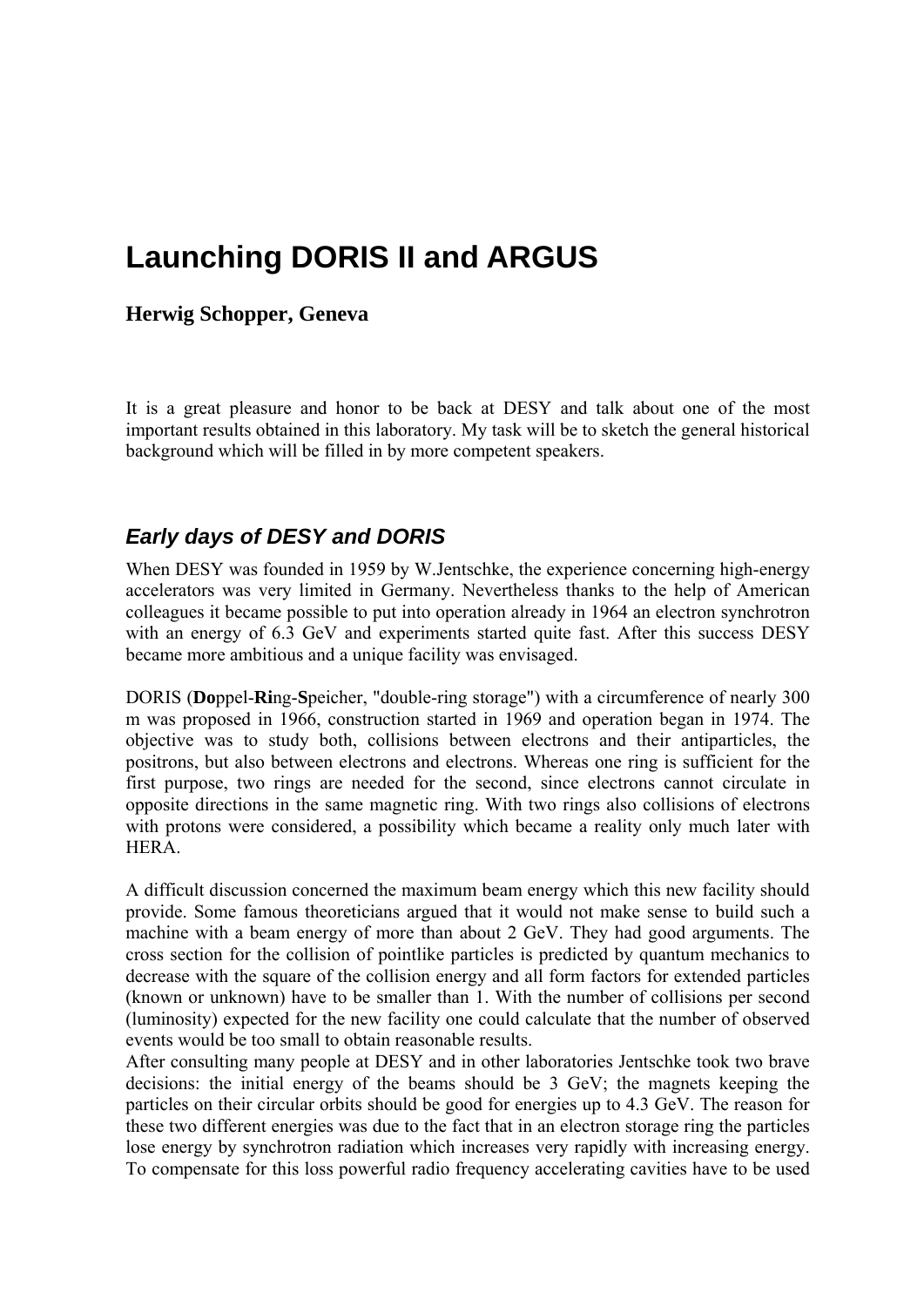# Launching DORIS II and ARGUS

**Herwig Schopper, Geneva**

It is a great pleasure and honor to be back at DESY and talk about one of the most important results obtained in this laboratory. My task will be to sketch the general historical background which will be filled in by more competent speakers.

## *Early days of DESY and DORIS*

When DESY was founded in 1959 by W.Jentschke, the experience concerning high-energy accelerators was very limited in Germany. Nevertheless thanks to the help of American colleagues it became possible to put into operation already in 1964 an electron synchrotron with an energy of 6.3 GeV and experiments started quite fast. After this success DESY became more ambitious and a unique facility was envisaged.

DORIS (**Do**ppel-**Ri**ng-**S**peicher, "double-ring storage") with a circumference of nearly 300 m was proposed in 1966, construction started in 1969 and operation began in 1974. The objective was to study both, collisions between electrons and their antiparticles, the positrons, but also between electrons and electrons. Whereas one ring is sufficient for the first purpose, two rings are needed for the second, since electrons cannot circulate in opposite directions in the same magnetic ring. With two rings also collisions of electrons with protons were considered, a possibility which became a reality only much later with HERA.

A difficult discussion concerned the maximum beam energy which this new facility should provide. Some famous theoreticians argued that it would not make sense to build such a machine with a beam energy of more than about 2 GeV. They had good arguments. The cross section for the collision of pointlike particles is predicted by quantum mechanics to decrease with the square of the collision energy and all form factors for extended particles (known or unknown) have to be smaller than 1. With the number of collisions per second (luminosity) expected for the new facility one could calculate that the number of observed events would be too small to obtain reasonable results.

After consulting many people at DESY and in other laboratories Jentschke took two brave decisions: the initial energy of the beams should be 3 GeV; the magnets keeping the particles on their circular orbits should be good for energies up to 4.3 GeV. The reason for these two different energies was due to the fact that in an electron storage ring the particles lose energy by synchrotron radiation which increases very rapidly with increasing energy. To compensate for this loss powerful radio frequency accelerating cavities have to be used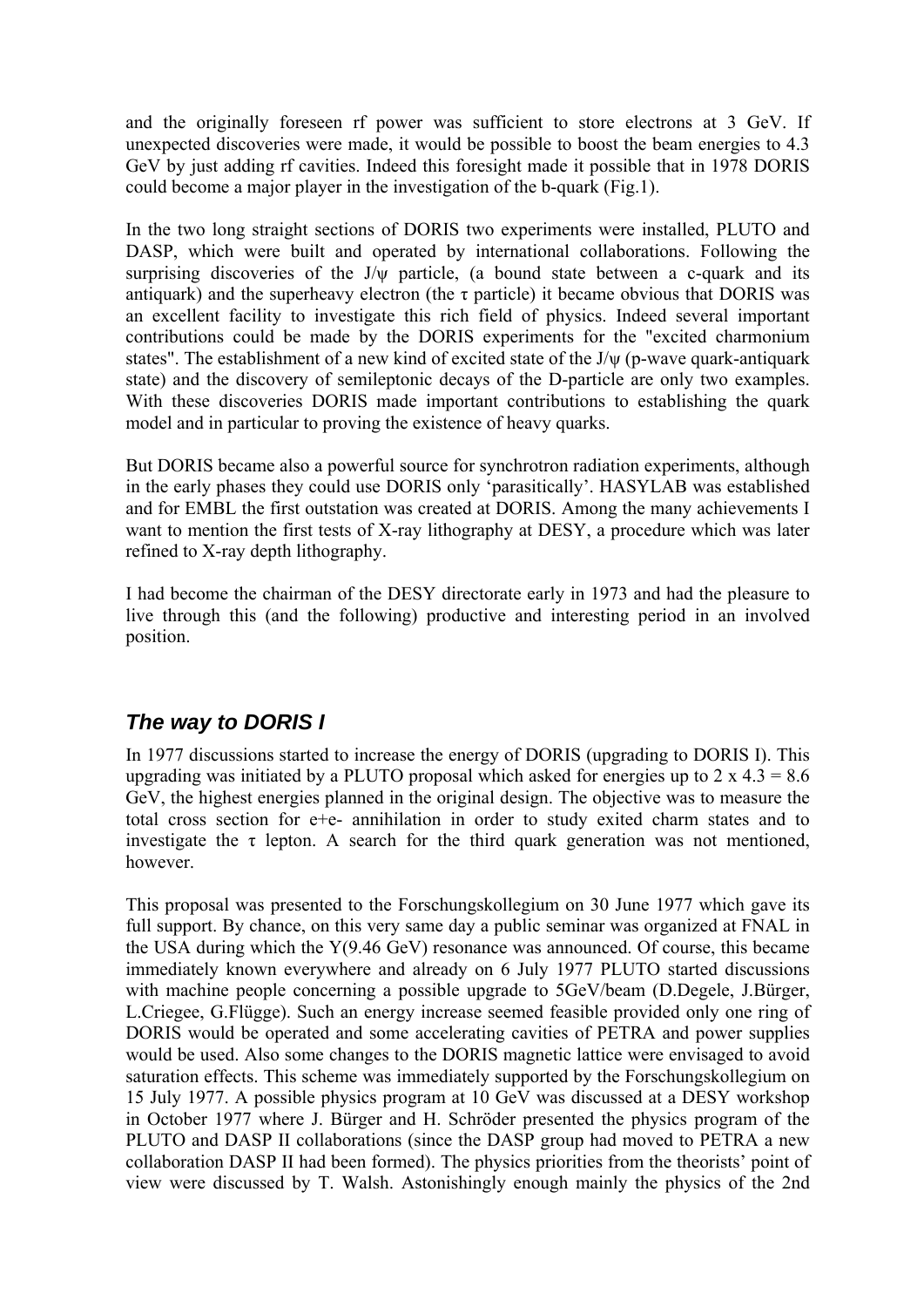and the originally foreseen rf power was sufficient to store electrons at 3 GeV. If unexpected discoveries were made, it would be possible to boost the beam energies to 4.3 GeV by just adding rf cavities. Indeed this foresight made it possible that in 1978 DORIS could become a major player in the investigation of the b-quark (Fig.1).

In the two long straight sections of DORIS two experiments were installed, PLUTO and DASP, which were built and operated by international collaborations. Following the surprising discoveries of the $J/\psi$ particle, (a bound state between a c-quark and its antiquark) and the superheavy electron (the $\tau$ particle) it became obvious that DORIS was an excellent facility to investigate this rich field of physics. Indeed several important contributions could be made by the DORIS experiments for the "excited charmonium states". The establishment of a new kind of excited state of the $J/\psi$ (p-wave quark-antiquark state) and the discovery of semileptonic decays of the D-particle are only two examples. With these discoveries DORIS made important contributions to establishing the quark model and in particular to proving the existence of heavy quarks.

But DORIS became also a powerful source for synchrotron radiation experiments, although in the early phases they could use DORIS only 'parasitically'. HASYLAB was established and for EMBL the first outstation was created at DORIS. Among the many achievements I want to mention the first tests of X-ray lithography at DESY, a procedure which was later refined to X-ray depth lithography.

I had become the chairman of the DESY directorate early in 1973 and had the pleasure to live through this (and the following) productive and interesting period in an involved position.

## *The way to DORIS I*

In 1977 discussions started to increase the energy of DORIS (upgrading to DORIS I). This upgrading was initiated by a PLUTO proposal which asked for energies up to 2 x 4.3 = 8.6 GeV, the highest energies planned in the original design. The objective was to measure the total cross section for e+e- annihilation in order to study exited charm states and to investigate the $\tau$ lepton. A search for the third quark generation was not mentioned, however.

This proposal was presented to the Forschungskollegium on 30 June 1977 which gave its full support. By chance, on this very same day a public seminar was organized at FNAL in the USA during which the Y(9.46 GeV) resonance was announced. Of course, this became immediately known everywhere and already on 6 July 1977 PLUTO started discussions with machine people concerning a possible upgrade to 5GeV/beam (D.Degele, J.Bürger, L.Criegee, G.Flügge). Such an energy increase seemed feasible provided only one ring of DORIS would be operated and some accelerating cavities of PETRA and power supplies would be used. Also some changes to the DORIS magnetic lattice were envisaged to avoid saturation effects. This scheme was immediately supported by the Forschungskollegium on 15 July 1977. A possible physics program at 10 GeV was discussed at a DESY workshop in October 1977 where J. Bürger and H. Schröder presented the physics program of the PLUTO and DASP II collaborations (since the DASP group had moved to PETRA a new collaboration DASP II had been formed). The physics priorities from the theorists' point of view were discussed by T. Walsh. Astonishingly enough mainly the physics of the 2nd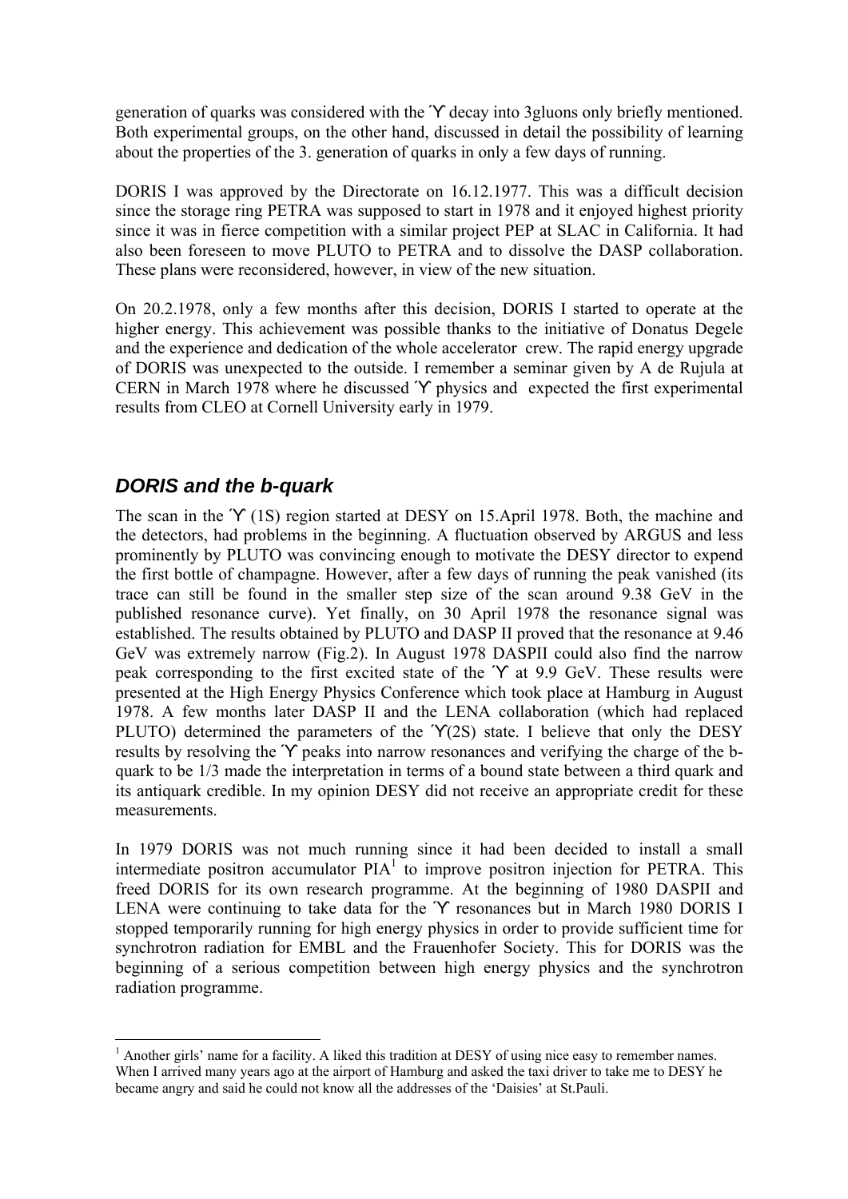generation of quarks was considered with the ´ϒ decay into 3gluons only briefly mentioned. Both experimental groups, on the other hand, discussed in detail the possibility of learning about the properties of the 3. generation of quarks in only a few days of running.

DORIS I was approved by the Directorate on 16.12.1977. This was a difficult decision since the storage ring PETRA was supposed to start in 1978 and it enjoyed highest priority since it was in fierce competition with a similar project PEP at SLAC in California. It had also been foreseen to move PLUTO to PETRA and to dissolve the DASP collaboration. These plans were reconsidered, however, in view of the new situation.

On 20.2.1978, only a few months after this decision, DORIS I started to operate at the higher energy. This achievement was possible thanks to the initiative of Donatus Degele and the experience and dedication of the whole accelerator crew. The rapid energy upgrade of DORIS was unexpected to the outside. I remember a seminar given by A de Rujula at CERN in March 1978 where he discussed ´ϒ physics and expected the first experimental results from CLEO at Cornell University early in 1979.

## *DORIS and the b-quark*

The scan in the ´ϒ (1S) region started at DESY on 15.April 1978. Both, the machine and the detectors, had problems in the beginning. A fluctuation observed by ARGUS and less prominently by PLUTO was convincing enough to motivate the DESY director to expend the first bottle of champagne. However, after a few days of running the peak vanished (its trace can still be found in the smaller step size of the scan around 9.38 GeV in the published resonance curve). Yet finally, on 30 April 1978 the resonance signal was established. The results obtained by PLUTO and DASP II proved that the resonance at 9.46 GeV was extremely narrow (Fig.2). In August 1978 DASPII could also find the narrow peak corresponding to the first excited state of the ´ϒ at 9.9 GeV. These results were presented at the High Energy Physics Conference which took place at Hamburg in August 1978. A few months later DASP II and the LENA collaboration (which had replaced PLUTO) determined the parameters of the ´ϒ(2S) state. I believe that only the DESY results by resolving the ´ϒ peaks into narrow resonances and verifying the charge of the b-quark to be 1/3 made the interpretation in terms of a bound state between a third quark and its antiquark credible. In my opinion DESY did not receive an appropriate credit for these measurements.

In 1979 DORIS was not much running since it had been decided to install a small intermediate positron accumulator PIA[1] to improve positron injection for PETRA. This freed DORIS for its own research programme. At the beginning of 1980 DASPII and LENA were continuing to take data for the ´ϒ resonances but in March 1980 DORIS I stopped temporarily running for high energy physics in order to provide sufficient time for synchrotron radiation for EMBL and the Frauenhofer Society. This for DORIS was the beginning of a serious competition between high energy physics and the synchrotron radiation programme.

---

[1] Another girls' name for a facility. A liked this tradition at DESY of using nice easy to remember names. When I arrived many years ago at the airport of Hamburg and asked the taxi driver to take me to DESY he became angry and said he could not know all the addresses of the 'Daisies' at St.Pauli.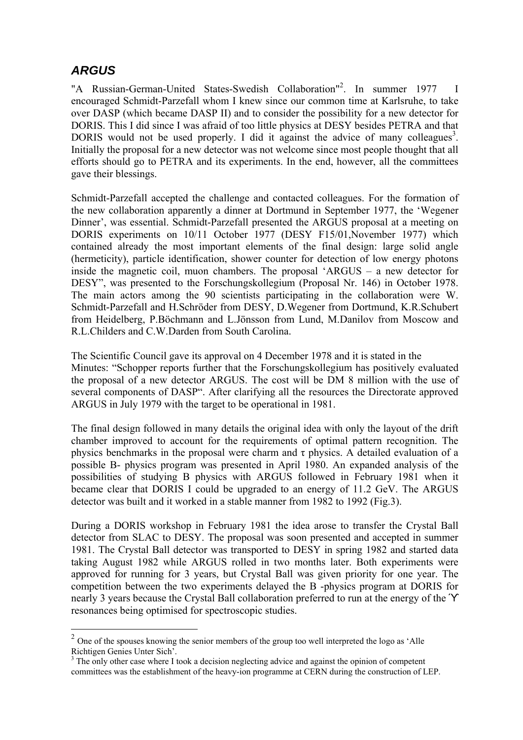## *ARGUS*

"A Russian-German-United States-Swedish Collaboration"[2]. In summer 1977 I encouraged Schmidt-Parzefall whom I knew since our common time at Karlsruhe, to take over DASP (which became DASP II) and to consider the possibility for a new detector for DORIS. This I did since I was afraid of too little physics at DESY besides PETRA and that DORIS would not be used properly. I did it against the advice of many colleagues[3]. Initially the proposal for a new detector was not welcome since most people thought that all efforts should go to PETRA and its experiments. In the end, however, all the committees gave their blessings.

Schmidt-Parzefall accepted the challenge and contacted colleagues. For the formation of the new collaboration apparently a dinner at Dortmund in September 1977, the 'Wegener Dinner', was essential. Schmidt-Parzefall presented the ARGUS proposal at a meeting on DORIS experiments on 10/11 October 1977 (DESY F15/01,November 1977) which contained already the most important elements of the final design: large solid angle (hermeticity), particle identification, shower counter for detection of low energy photons inside the magnetic coil, muon chambers. The proposal 'ARGUS – a new detector for DESY", was presented to the Forschungskollegium (Proposal Nr. 146) in October 1978. The main actors among the 90 scientists participating in the collaboration were W. Schmidt-Parzefall and H.Schröder from DESY, D.Wegener from Dortmund, K.R.Schubert from Heidelberg, P.Böchmann and L.Jönsson from Lund, M.Danilov from Moscow and R.L.Childers and C.W.Darden from South Carolina.

The Scientific Council gave its approval on 4 December 1978 and it is stated in the Minutes: "Schopper reports further that the Forschungskollegium has positively evaluated the proposal of a new detector ARGUS. The cost will be DM 8 million with the use of several components of DASP". After clarifying all the resources the Directorate approved ARGUS in July 1979 with the target to be operational in 1981.

The final design followed in many details the original idea with only the layout of the drift chamber improved to account for the requirements of optimal pattern recognition. The physics benchmarks in the proposal were charm and $\tau$ physics. A detailed evaluation of a possible B- physics program was presented in April 1980. An expanded analysis of the possibilities of studying B physics with ARGUS followed in February 1981 when it became clear that DORIS I could be upgraded to an energy of 11.2 GeV. The ARGUS detector was built and it worked in a stable manner from 1982 to 1992 (Fig.3).

During a DORIS workshop in February 1981 the idea arose to transfer the Crystal Ball detector from SLAC to DESY. The proposal was soon presented and accepted in summer 1981. The Crystal Ball detector was transported to DESY in spring 1982 and started data taking August 1982 while ARGUS rolled in two months later. Both experiments were approved for running for 3 years, but Crystal Ball was given priority for one year. The competition between the two experiments delayed the B -physics program at DORIS for nearly 3 years because the Crystal Ball collaboration preferred to run at the energy of the $\Upsilon$ resonances being optimised for spectroscopic studies.

---

[2] One of the spouses knowing the senior members of the group too well interpreted the logo as 'Alle Richtigen Genies Unter Sich'.

[3] The only other case where I took a decision neglecting advice and against the opinion of competent committees was the establishment of the heavy-ion programme at CERN during the construction of LEP.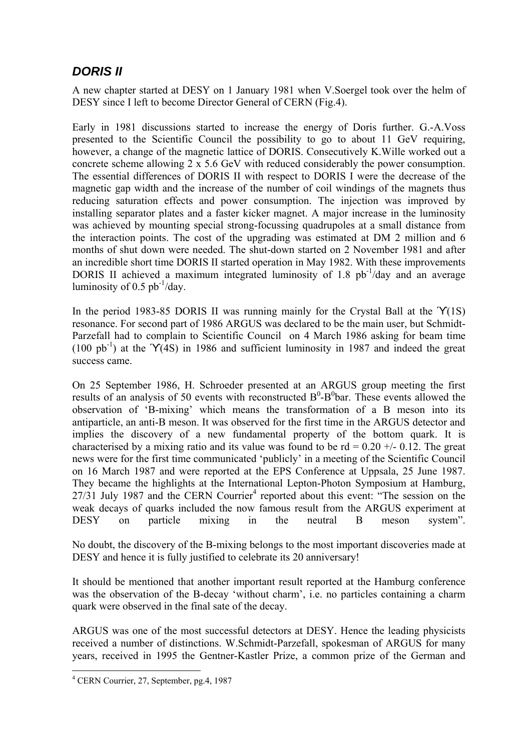## *DORIS II*

A new chapter started at DESY on 1 January 1981 when V.Soergel took over the helm of DESY since I left to become Director General of CERN (Fig.4).

Early in 1981 discussions started to increase the energy of Doris further. G.-A.Voss presented to the Scientific Council the possibility to go to about 11 GeV requiring, however, a change of the magnetic lattice of DORIS. Consecutively K.Wille worked out a concrete scheme allowing 2 x 5.6 GeV with reduced considerably the power consumption. The essential differences of DORIS II with respect to DORIS I were the decrease of the magnetic gap width and the increase of the number of coil windings of the magnets thus reducing saturation effects and power consumption. The injection was improved by installing separator plates and a faster kicker magnet. A major increase in the luminosity was achieved by mounting special strong-focussing quadrupoles at a small distance from the interaction points. The cost of the upgrading was estimated at DM 2 million and 6 months of shut down were needed. The shut-down started on 2 November 1981 and after an incredible short time DORIS II started operation in May 1982. With these improvements DORIS II achieved a maximum integrated luminosity of 1.8 $pb^{-1}$/day and an average luminosity of 0.5 $pb^{-1}$/day.

In the period 1983-85 DORIS II was running mainly for the Crystal Ball at the ϒ(1S) resonance. For second part of 1986 ARGUS was declared to be the main user, but Schmidt-Parzefall had to complain to Scientific Council on 4 March 1986 asking for beam time (100 $pb^{-1}$) at the ϒ(4S) in 1986 and sufficient luminosity in 1987 and indeed the great success came.

On 25 September 1986, H. Schroeder presented at an ARGUS group meeting the first results of an analysis of 50 events with reconstructed $B^0$-$B^0$bar. These events allowed the observation of 'B-mixing' which means the transformation of a B meson into its antiparticle, an anti-B meson. It was observed for the first time in the ARGUS detector and implies the discovery of a new fundamental property of the bottom quark. It is characterised by a mixing ratio and its value was found to be rd = 0.20 +/- 0.12. The great news were for the first time communicated 'publicly' in a meeting of the Scientific Council on 16 March 1987 and were reported at the EPS Conference at Uppsala, 25 June 1987. They became the highlights at the International Lepton-Photon Symposium at Hamburg, 27/31 July 1987 and the CERN Courrier[4] reported about this event: "The session on the weak decays of quarks included the now famous result from the ARGUS experiment at DESY on particle mixing in the neutral B meson system".

No doubt, the discovery of the B-mixing belongs to the most important discoveries made at DESY and hence it is fully justified to celebrate its 20 anniversary!

It should be mentioned that another important result reported at the Hamburg conference was the observation of the B-decay 'without charm', i.e. no particles containing a charm quark were observed in the final sate of the decay.

ARGUS was one of the most successful detectors at DESY. Hence the leading physicists received a number of distinctions. W.Schmidt-Parzefall, spokesman of ARGUS for many years, received in 1995 the Gentner-Kastler Prize, a common prize of the German and

[4] CERN Courrier, 27, September, pg.4, 1987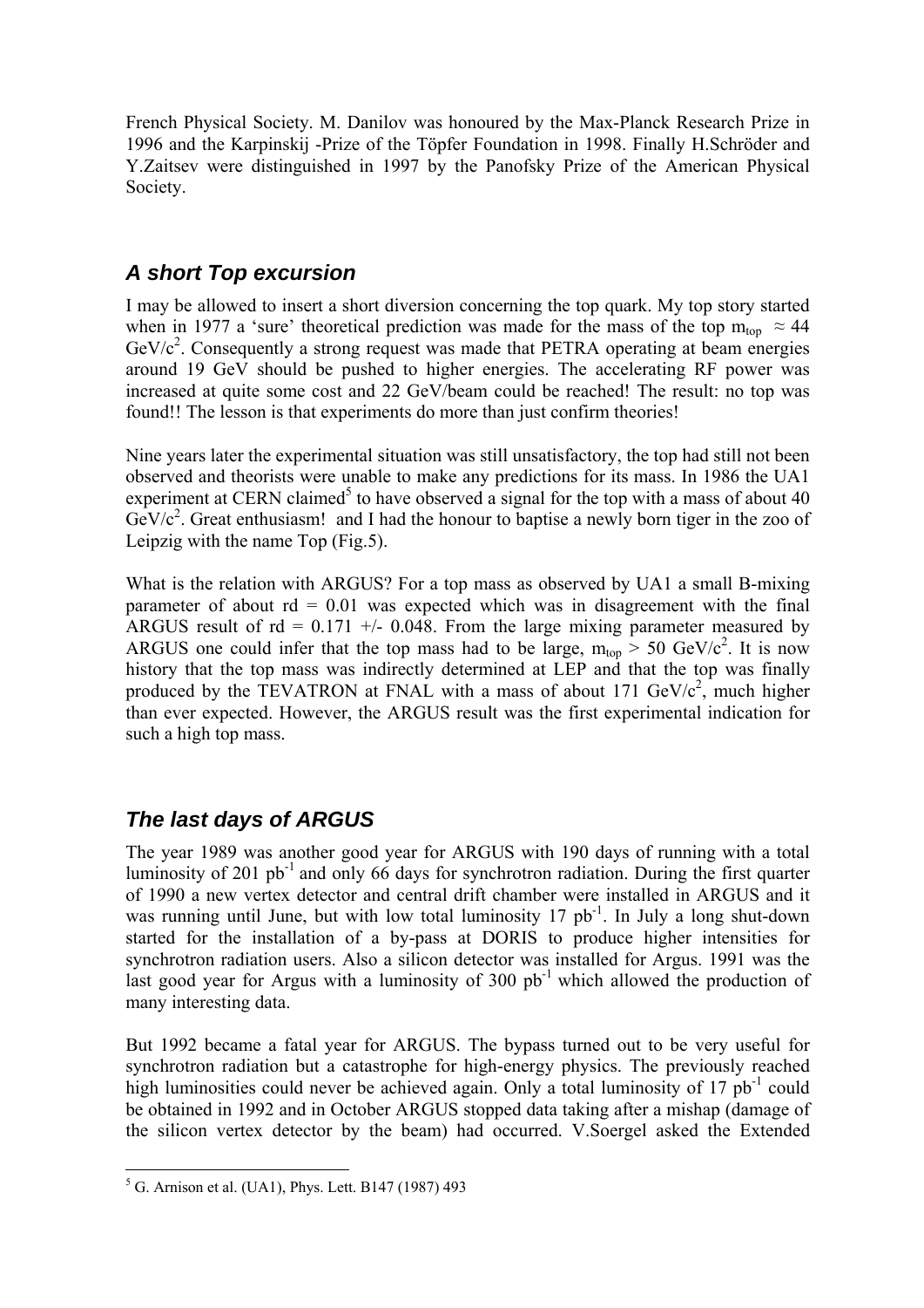French Physical Society. M. Danilov was honoured by the Max-Planck Research Prize in 1996 and the Karpinskij -Prize of the Töpfer Foundation in 1998. Finally H.Schröder and Y.Zaitsev were distinguished in 1997 by the Panofsky Prize of the American Physical Society.

## *A short Top excursion*

I may be allowed to insert a short diversion concerning the top quark. My top story started when in 1977 a 'sure' theoretical prediction was made for the mass of the top $m_{top} \approx 44$ GeV/$c^2$. Consequently a strong request was made that PETRA operating at beam energies around 19 GeV should be pushed to higher energies. The accelerating RF power was increased at quite some cost and 22 GeV/beam could be reached! The result: no top was found!! The lesson is that experiments do more than just confirm theories!

Nine years later the experimental situation was still unsatisfactory, the top had still not been observed and theorists were unable to make any predictions for its mass. In 1986 the UA1 experiment at CERN claimed[5] to have observed a signal for the top with a mass of about 40 GeV/$c^2$. Great enthusiasm! and I had the honour to baptise a newly born tiger in the zoo of Leipzig with the name Top (Fig.5).

What is the relation with ARGUS? For a top mass as observed by UA1 a small B-mixing parameter of about rd = 0.01 was expected which was in disagreement with the final ARGUS result of rd = 0.171 +/- 0.048. From the large mixing parameter measured by ARGUS one could infer that the top mass had to be large, $m_{top} > 50$ GeV/$c^2$. It is now history that the top mass was indirectly determined at LEP and that the top was finally produced by the TEVATRON at FNAL with a mass of about 171 GeV/$c^2$, much higher than ever expected. However, the ARGUS result was the first experimental indication for such a high top mass.

## *The last days of ARGUS*

The year 1989 was another good year for ARGUS with 190 days of running with a total luminosity of 201 $pb^{-1}$ and only 66 days for synchrotron radiation. During the first quarter of 1990 a new vertex detector and central drift chamber were installed in ARGUS and it was running until June, but with low total luminosity 17 $pb^{-1}$. In July a long shut-down started for the installation of a by-pass at DORIS to produce higher intensities for synchrotron radiation users. Also a silicon detector was installed for Argus. 1991 was the last good year for Argus with a luminosity of 300 $pb^{-1}$ which allowed the production of many interesting data.

But 1992 became a fatal year for ARGUS. The bypass turned out to be very useful for synchrotron radiation but a catastrophe for high-energy physics. The previously reached high luminosities could never be achieved again. Only a total luminosity of 17 $pb^{-1}$ could be obtained in 1992 and in October ARGUS stopped data taking after a mishap (damage of the silicon vertex detector by the beam) had occurred. V.Soergel asked the Extended

---

[5] G. Arnison et al. (UA1), Phys. Lett. B147 (1987) 493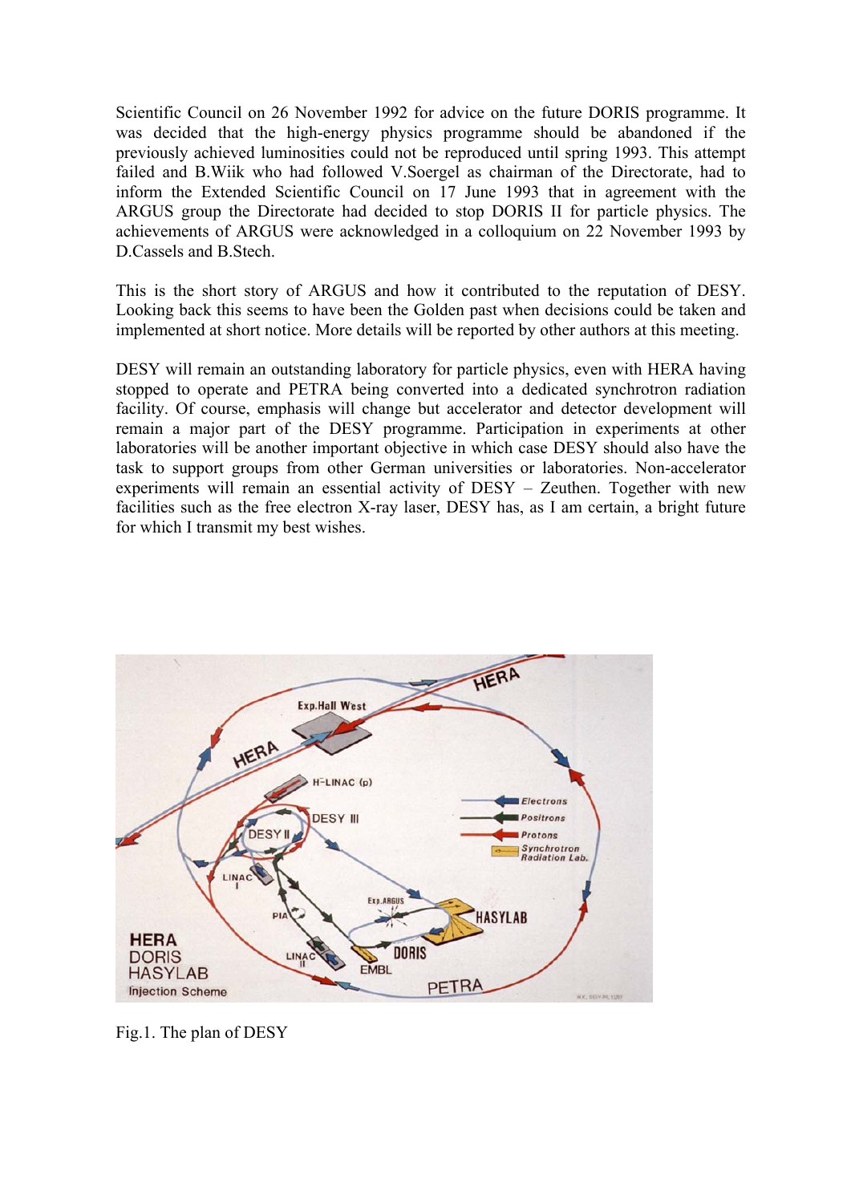Scientific Council on 26 November 1992 for advice on the future DORIS programme. It was decided that the high-energy physics programme should be abandoned if the previously achieved luminosities could not be reproduced until spring 1993. This attempt failed and B.Wiik who had followed V.Soergel as chairman of the Directorate, had to inform the Extended Scientific Council on 17 June 1993 that in agreement with the ARGUS group the Directorate had decided to stop DORIS II for particle physics. The achievements of ARGUS were acknowledged in a colloquium on 22 November 1993 by D.Cassels and B.Stech.

This is the short story of ARGUS and how it contributed to the reputation of DESY. Looking back this seems to have been the Golden past when decisions could be taken and implemented at short notice. More details will be reported by other authors at this meeting.

DESY will remain an outstanding laboratory for particle physics, even with HERA having stopped to operate and PETRA being converted into a dedicated synchrotron radiation facility. Of course, emphasis will change but accelerator and detector development will remain a major part of the DESY programme. Participation in experiments at other laboratories will be another important objective in which case DESY should also have the task to support groups from other German universities or laboratories. Non-accelerator experiments will remain an essential activity of DESY – Zeuthen. Together with new facilities such as the free electron X-ray laser, DESY has, as I am certain, a bright future for which I transmit my best wishes.

Fig.1. The plan of DESY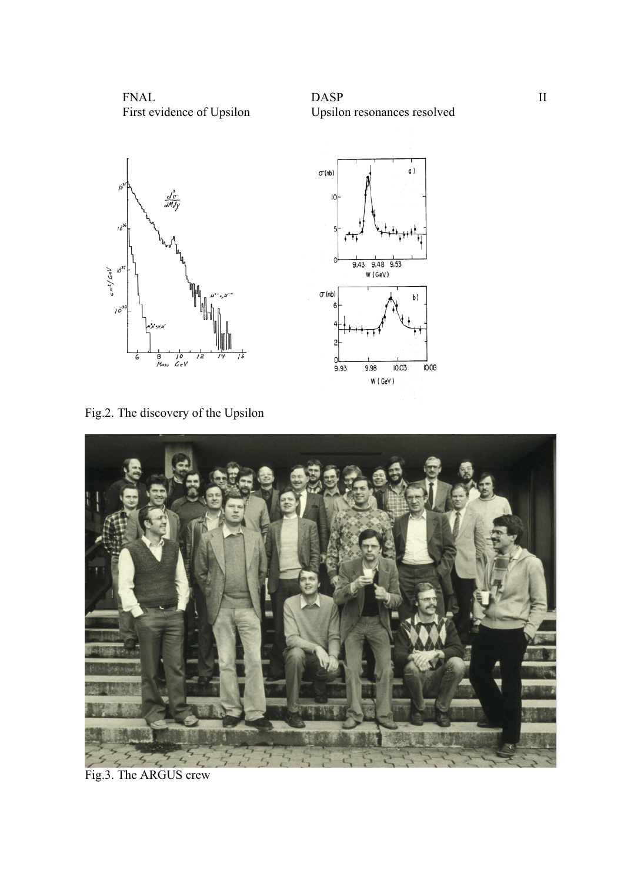FNAL
First evidence of Upsilon

DASP
Upsilon resonances resolved

Fig.2. The discovery of the Upsilon

Fig.3. The ARGUS crew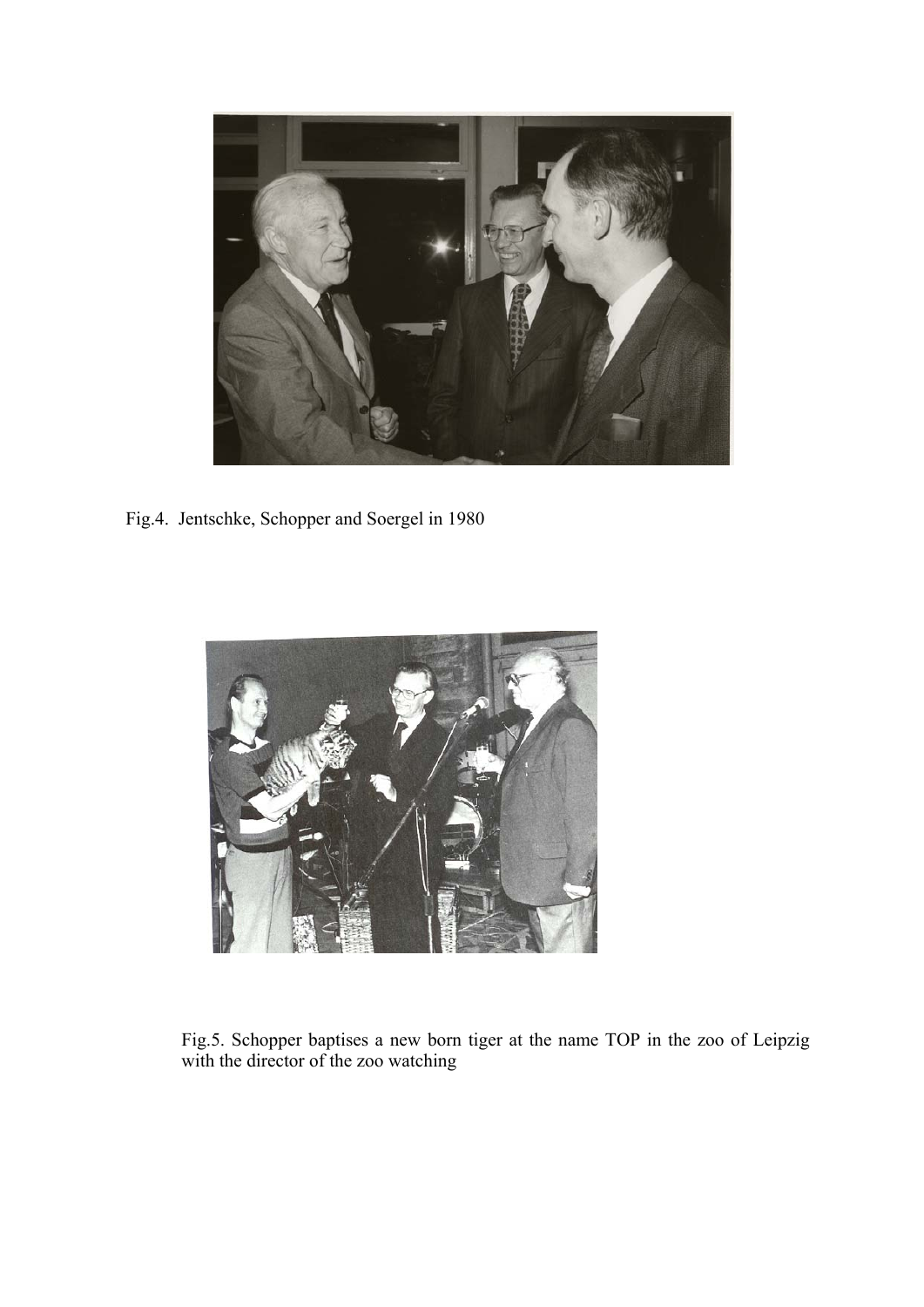Fig.4. Jentschke, Schopper and Soergel in 1980

Fig.5. Schopper baptises a new born tiger at the name TOP in the zoo of Leipzig with the director of the zoo watching